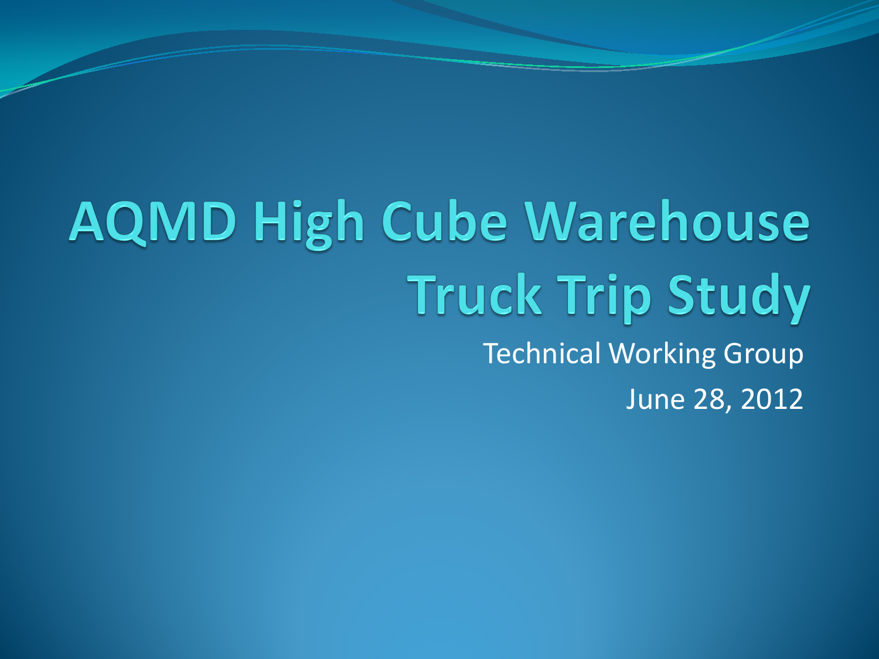# AQMD High Cube Warehouse Truck Trip Study

Technical Working Group

June 28, 2012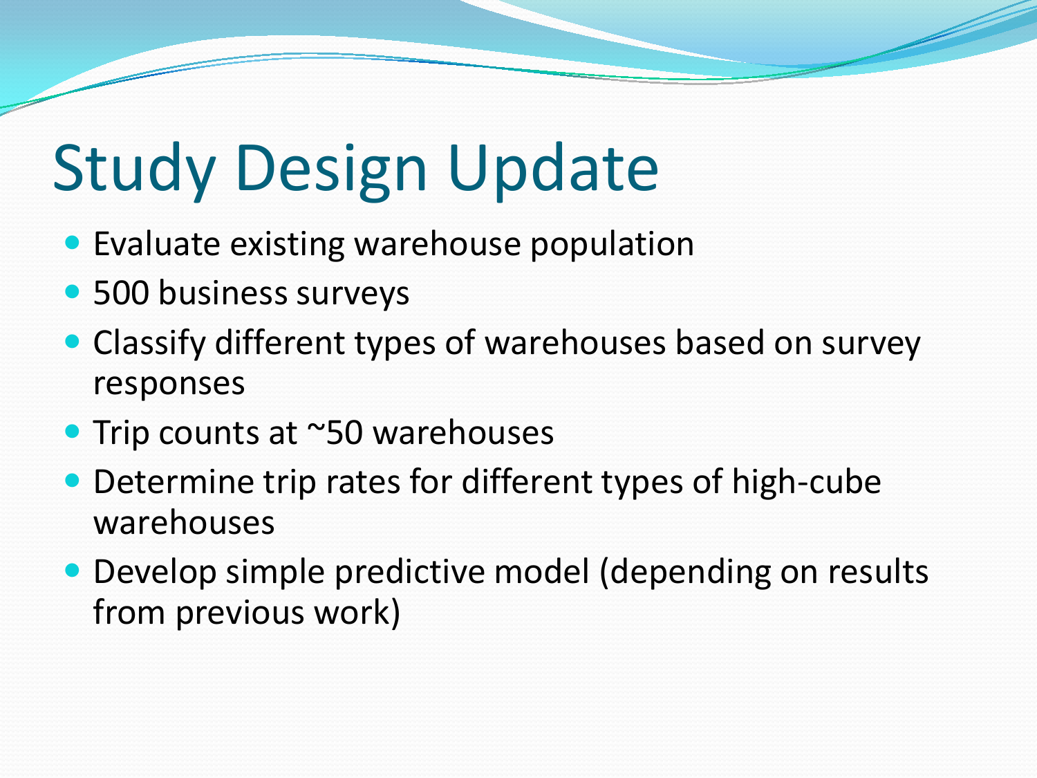# Study Design Update

- Evaluate existing warehouse population
- 500 business surveys
- Classify different types of warehouses based on survey responses
- Trip counts at ~50 warehouses
- Determine trip rates for different types of high-cube warehouses
- Develop simple predictive model (depending on results from previous work)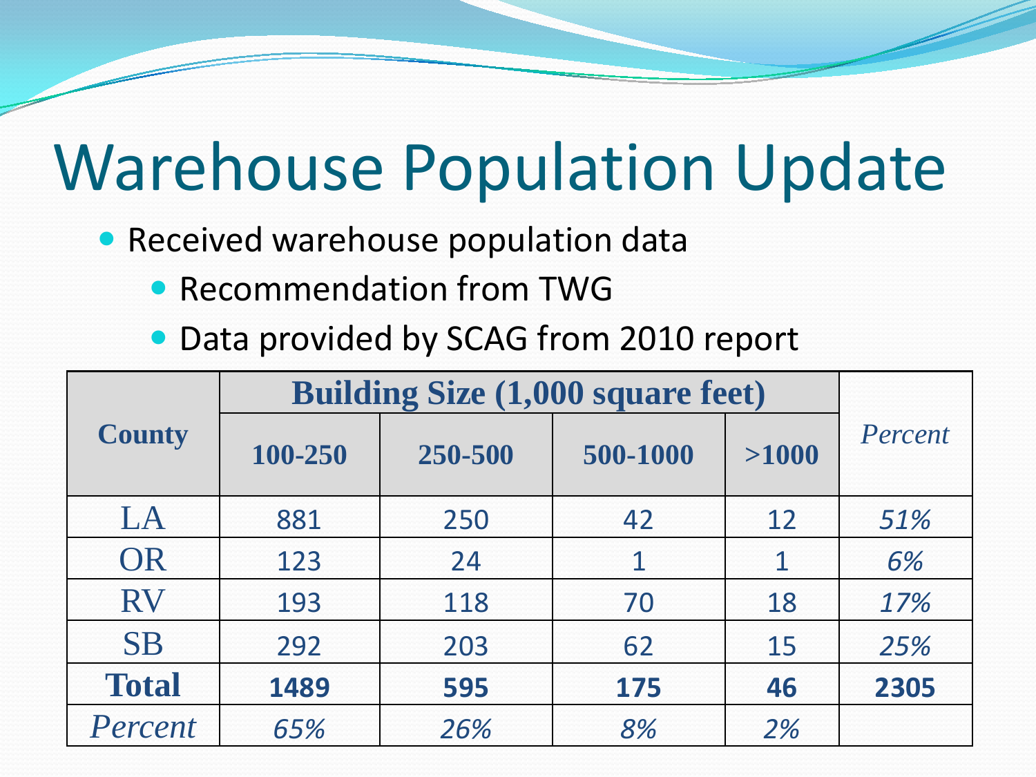# Warehouse Population Update

- Received warehouse population data
  - Recommendation from TWG
  - Data provided by SCAG from 2010 report

| **County** | **Building Size (1,000 square feet)** | | | | *Percent* |
|---|---|---|---|---|---|
| | **100-250** | **250-500** | **500-1000** | **>1000** | |
| LA | 881 | 250 | 42 | 12 | *51%* |
| OR | 123 | 24 | 1 | 1 | *6%* |
| RV | 193 | 118 | 70 | 18 | *17%* |
| SB | 292 | 203 | 62 | 15 | *25%* |
| **Total** | **1489** | **595** | **175** | **46** | **2305** |
| *Percent* | *65%* | *26%* | *8%* | *2%* | |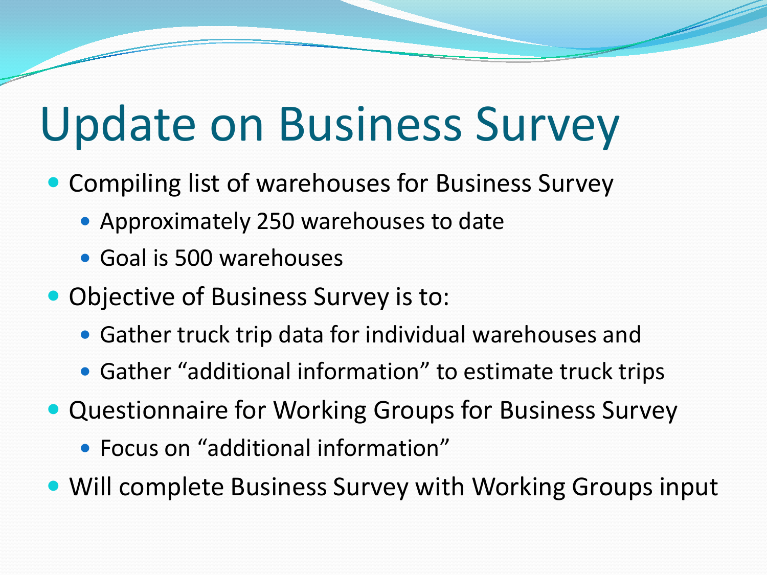# Update on Business Survey

- Compiling list of warehouses for Business Survey
  - Approximately 250 warehouses to date
  - Goal is 500 warehouses
- Objective of Business Survey is to:
  - Gather truck trip data for individual warehouses and
  - Gather “additional information” to estimate truck trips
- Questionnaire for Working Groups for Business Survey
  - Focus on “additional information”
- Will complete Business Survey with Working Groups input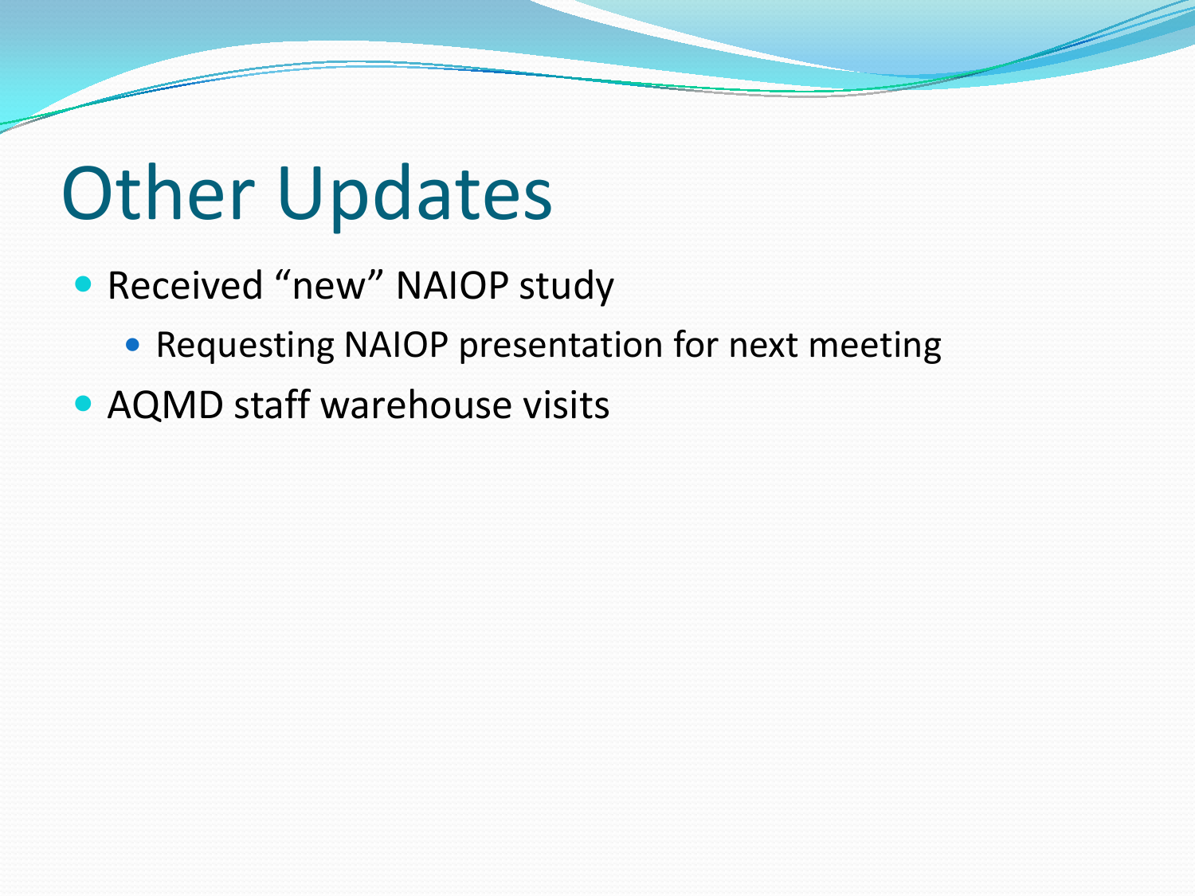# Other Updates

- Received "new" NAIOP study
  - Requesting NAIOP presentation for next meeting
- AQMD staff warehouse visits